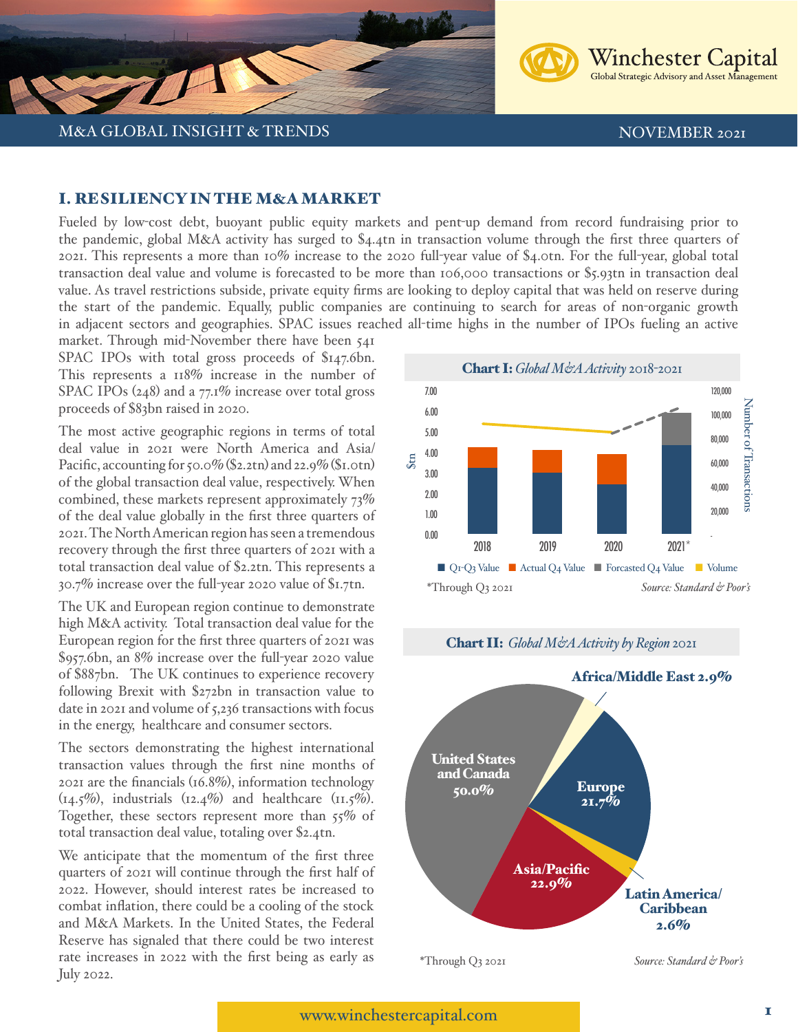# Winchester Capital

Global Strategic Advisory and Asset Management

M&A GLOBAL INSIGHT & TRENDS — NOVEMBER 2021

## I. RESILIENCY IN THE M&A MARKET

Fueled by low-cost debt, buoyant public equity markets and pent-up demand from record fundraising prior to the pandemic, global M&A activity has surged to $4.4tn in transaction volume through the first three quarters of 2021. This represents a more than 10% increase to the 2020 full-year value of $4.0tn. For the full-year, global total transaction deal value and volume is forecasted to be more than 106,000 transactions or $5.93tn in transaction deal value. As travel restrictions subside, private equity firms are looking to deploy capital that was held on reserve during the start of the pandemic. Equally, public companies are continuing to search for areas of non-organic growth in adjacent sectors and geographies. SPAC issues reached all-time highs in the number of IPOs fueling an active market. Through mid-November there have been 541 SPAC IPOs with total gross proceeds of $147.6bn. This represents a 118% increase in the number of SPAC IPOs (248) and a 77.1% increase over total gross proceeds of $83bn raised in 2020.

The most active geographic regions in terms of total deal value in 2021 were North America and Asia/Pacific, accounting for 50.0% ($2.2tn) and 22.9% ($1.0tn) of the global transaction deal value, respectively. When combined, these markets represent approximately 73% of the deal value globally in the first three quarters of 2021. The North American region has seen a tremendous recovery through the first three quarters of 2021 with a total transaction deal value of $2.2tn. This represents a 30.7% increase over the full-year 2020 value of $1.7tn.

The UK and European region continue to demonstrate high M&A activity. Total transaction deal value for the European region for the first three quarters of 2021 was $957.6bn, an 8% increase over the full-year 2020 value of $887bn. The UK continues to experience recovery following Brexit with $272bn in transaction value to date in 2021 and volume of 5,236 transactions with focus in the energy, healthcare and consumer sectors.

The sectors demonstrating the highest international transaction values through the first nine months of 2021 are the financials (16.8%), information technology (14.5%), industrials (12.4%) and healthcare (11.5%). Together, these sectors represent more than 55% of total transaction deal value, totaling over $2.4tn.

We anticipate that the momentum of the first three quarters of 2021 will continue through the first half of 2022. However, should interest rates be increased to combat inflation, there could be a cooling of the stock and M&A Markets. In the United States, the Federal Reserve has signaled that there could be two interest rate increases in 2022 with the first being as early as July 2022.

**Chart I:** *Global M&A Activity* 2018-2021

Legend: Q1-Q3 Value; Actual Q4 Value; Forcasted Q4 Value; Volume. Left axis: $tn (0.00–7.00); right axis: Number of Transactions (0–120,000). Years: 2018, 2019, 2020, 2021*

*Through Q3 2021 — *Source: Standard & Poor's*

**Chart II:** *Global M&A Activity by Region* 2021

| Region | Share |
|---|---|
| United States and Canada | 50.0% |
| Asia/Pacific | 22.9% |
| Europe | 21.7% |
| Africa/Middle East | 2.9% |
| Latin America/Caribbean | 2.6% |

*Through Q3 2021 — *Source: Standard & Poor's*

www.winchestercapital.com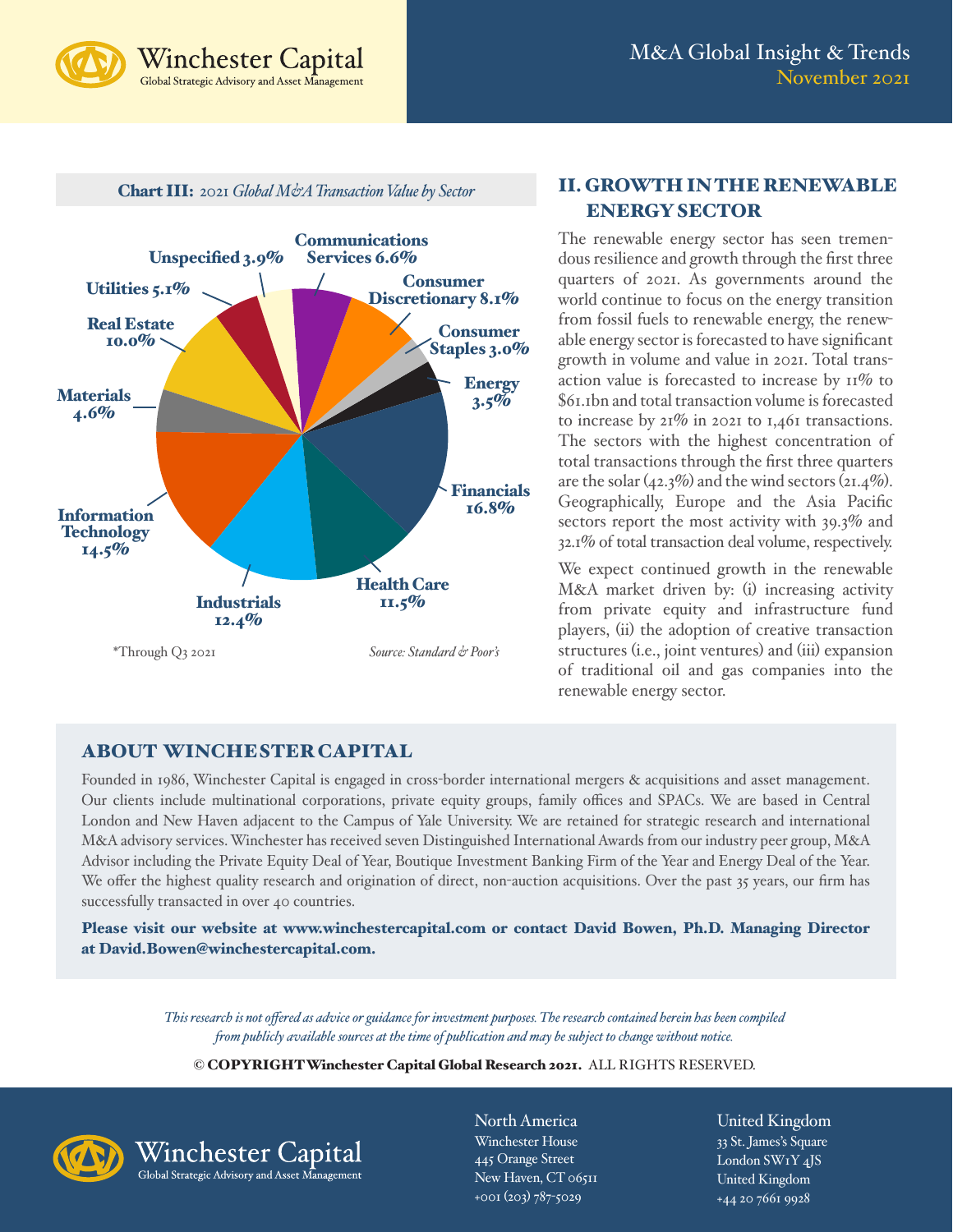Winchester Capital
Global Strategic Advisory and Asset Management

M&A Global Insight & Trends
November 2021

**Chart III:** 2021 *Global M&A Transaction Value by Sector*

Communications Services 6.6%
Unspecified 3.9%
Consumer Discretionary 8.1%
Utilities 5.1%
Consumer Staples 3.0%
Real Estate 10.0%
Energy 3.5%
Materials 4.6%
Financials 16.8%
Information Technology 14.5%
Health Care 11.5%
Industrials 12.4%

*Through Q3 2021

*Source: Standard & Poor's*

## II. GROWTH IN THE RENEWABLE ENERGY SECTOR

The renewable energy sector has seen tremendous resilience and growth through the first three quarters of 2021. As governments around the world continue to focus on the energy transition from fossil fuels to renewable energy, the renewable energy sector is forecasted to have significant growth in volume and value in 2021. Total transaction value is forecasted to increase by 11% to $61.1bn and total transaction volume is forecasted to increase by 21% in 2021 to 1,461 transactions. The sectors with the highest concentration of total transactions through the first three quarters are the solar (42.3%) and the wind sectors (21.4%). Geographically, Europe and the Asia Pacific sectors report the most activity with 39.3% and 32.1% of total transaction deal volume, respectively.

We expect continued growth in the renewable M&A market driven by: (i) increasing activity from private equity and infrastructure fund players, (ii) the adoption of creative transaction structures (i.e., joint ventures) and (iii) expansion of traditional oil and gas companies into the renewable energy sector.

## ABOUT WINCHESTER CAPITAL

Founded in 1986, Winchester Capital is engaged in cross-border international mergers & acquisitions and asset management. Our clients include multinational corporations, private equity groups, family offices and SPACs. We are based in Central London and New Haven adjacent to the Campus of Yale University. We are retained for strategic research and international M&A advisory services. Winchester has received seven Distinguished International Awards from our industry peer group, M&A Advisor including the Private Equity Deal of Year, Boutique Investment Banking Firm of the Year and Energy Deal of the Year. We offer the highest quality research and origination of direct, non-auction acquisitions. Over the past 35 years, our firm has successfully transacted in over 40 countries.

**Please visit our website at www.winchestercapital.com or contact David Bowen, Ph.D. Managing Director at David.Bowen@winchestercapital.com.**

*This research is not offered as advice or guidance for investment purposes. The research contained herein has been compiled from publicly available sources at the time of publication and may be subject to change without notice.*

© **COPYRIGHT Winchester Capital Global Research 2021.** ALL RIGHTS RESERVED.

Winchester Capital
Global Strategic Advisory and Asset Management

North America
Winchester House
445 Orange Street
New Haven, CT 06511
+001 (203) 787-5029

United Kingdom
33 St. James's Square
London SW1Y 4JS
United Kingdom
+44 20 7661 9928